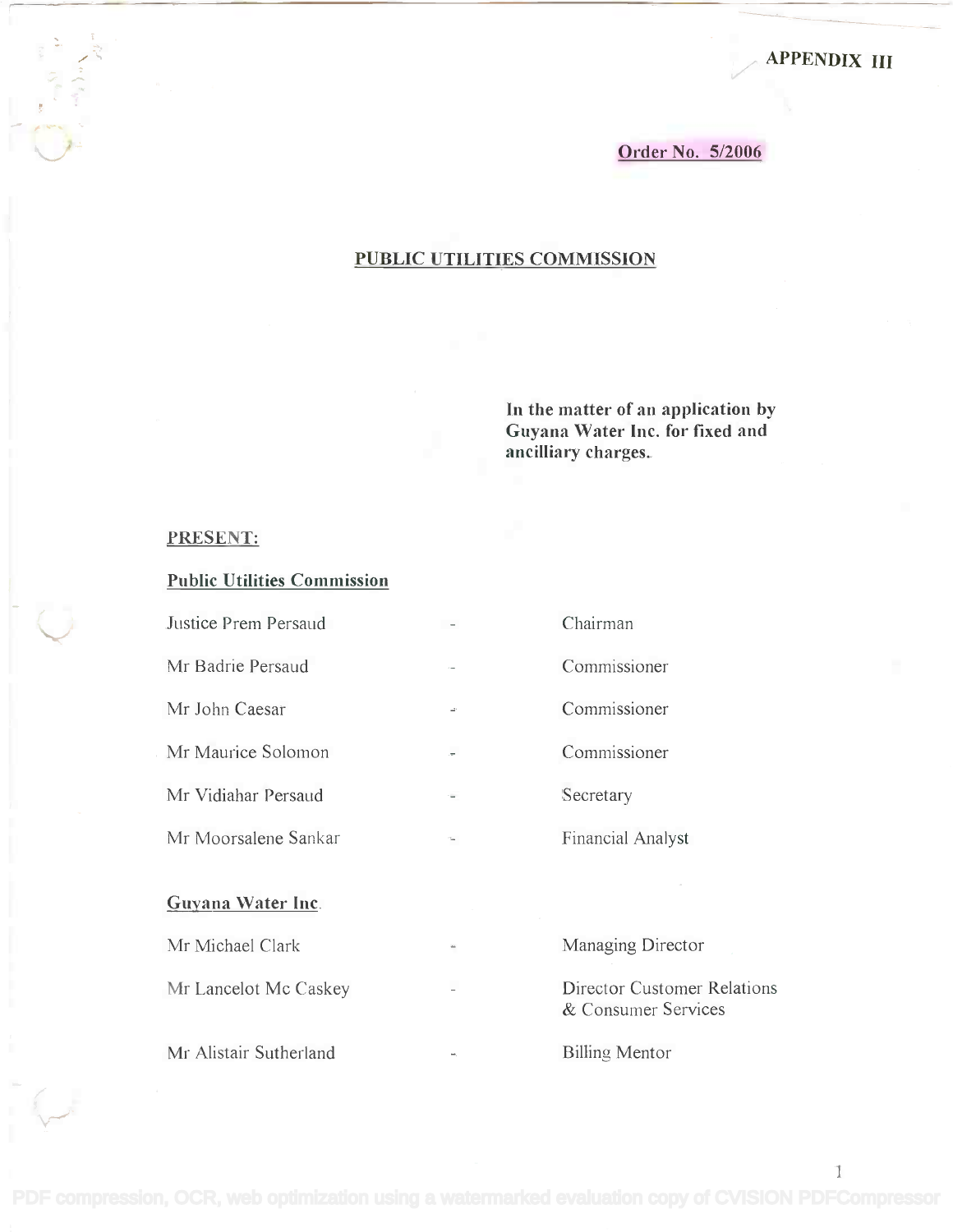APPENDIX III

Order No. 5/2006

## PUBLIC UTILITIES COMMISSION

**In the matter of an application by Guyana Water Inc. for fixed and ancilliary charges.**

**PRESENT:**

**Public Utilities Commission**

| | | |
|---|---|---|
| Justice Prem Persaud | - | Chairman |
| Mr Badrie Persaud | - | Commissioner |
| Mr John Caesar | - | Commissioner |
| Mr Maurice Solomon | - | Commissioner |
| Mr Vidiahar Persaud | - | Secretary |
| Mr Moorsalene Sankar | - | Financial Analyst |

**Guyana Water Inc.**

| | | |
|---|---|---|
| Mr Michael Clark | - | Managing Director |
| Mr Lancelot Mc Caskey | - | Director Customer Relations & Consumer Services |
| Mr Alistair Sutherland | - | Billing Mentor |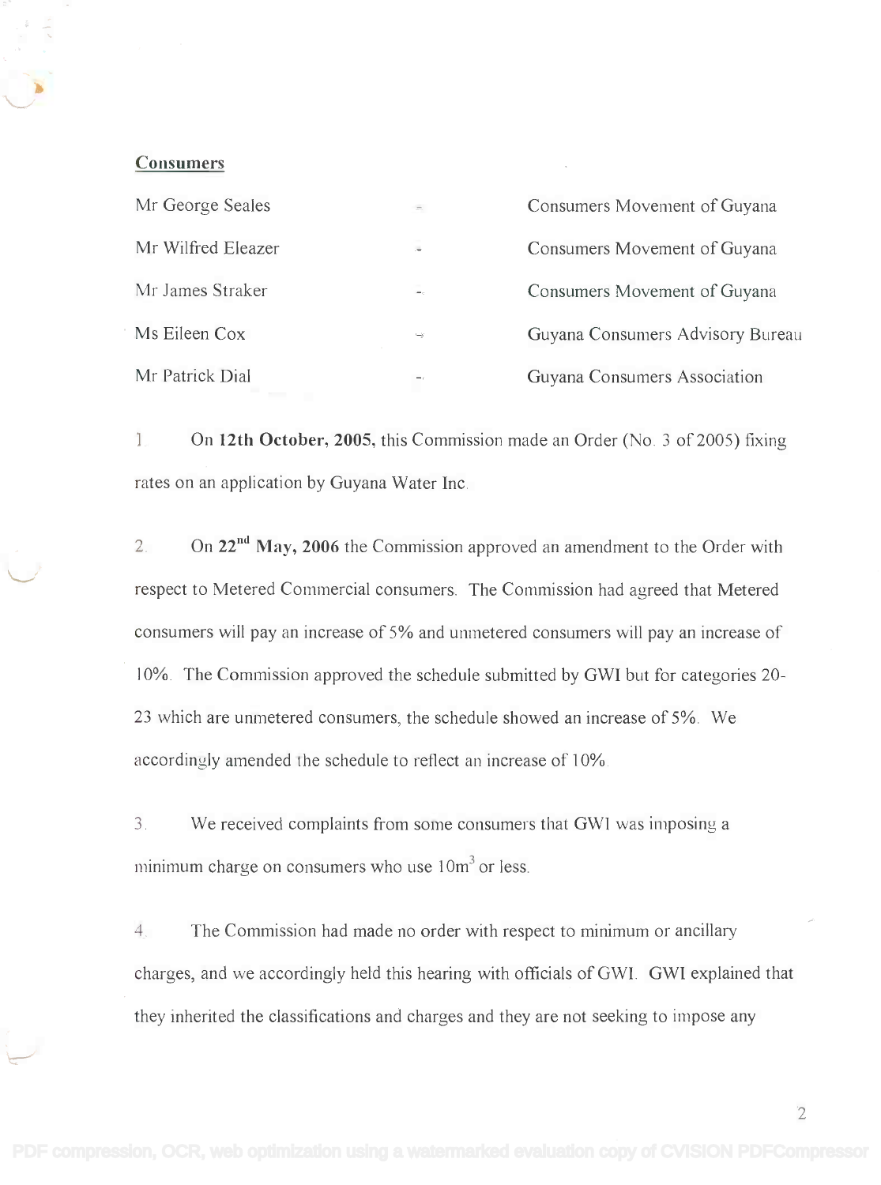**Consumers**

| | | |
|---|---|---|
| Mr George Seales | - | Consumers Movement of Guyana |
| Mr Wilfred Eleazer | - | Consumers Movement of Guyana |
| Mr James Straker | - | Consumers Movement of Guyana |
| Ms Eileen Cox | - | Guyana Consumers Advisory Bureau |
| Mr Patrick Dial | - | Guyana Consumers Association |

1. On **12th October, 2005**, this Commission made an Order (No. 3 of 2005) fixing rates on an application by Guyana Water Inc.

2. On **22nd May, 2006** the Commission approved an amendment to the Order with respect to Metered Commercial consumers. The Commission had agreed that Metered consumers will pay an increase of 5% and unmetered consumers will pay an increase of 10%. The Commission approved the schedule submitted by GWI but for categories 20-23 which are unmetered consumers, the schedule showed an increase of 5%. We accordingly amended the schedule to reflect an increase of 10%.

3. We received complaints from some consumers that GWI was imposing a minimum charge on consumers who use $10m^3$ or less.

4. The Commission had made no order with respect to minimum or ancillary charges, and we accordingly held this hearing with officials of GWI. GWI explained that they inherited the classifications and charges and they are not seeking to impose any

PDF compression, OCR, web optimization using a watermarked evaluation copy of CVISION PDFCompressor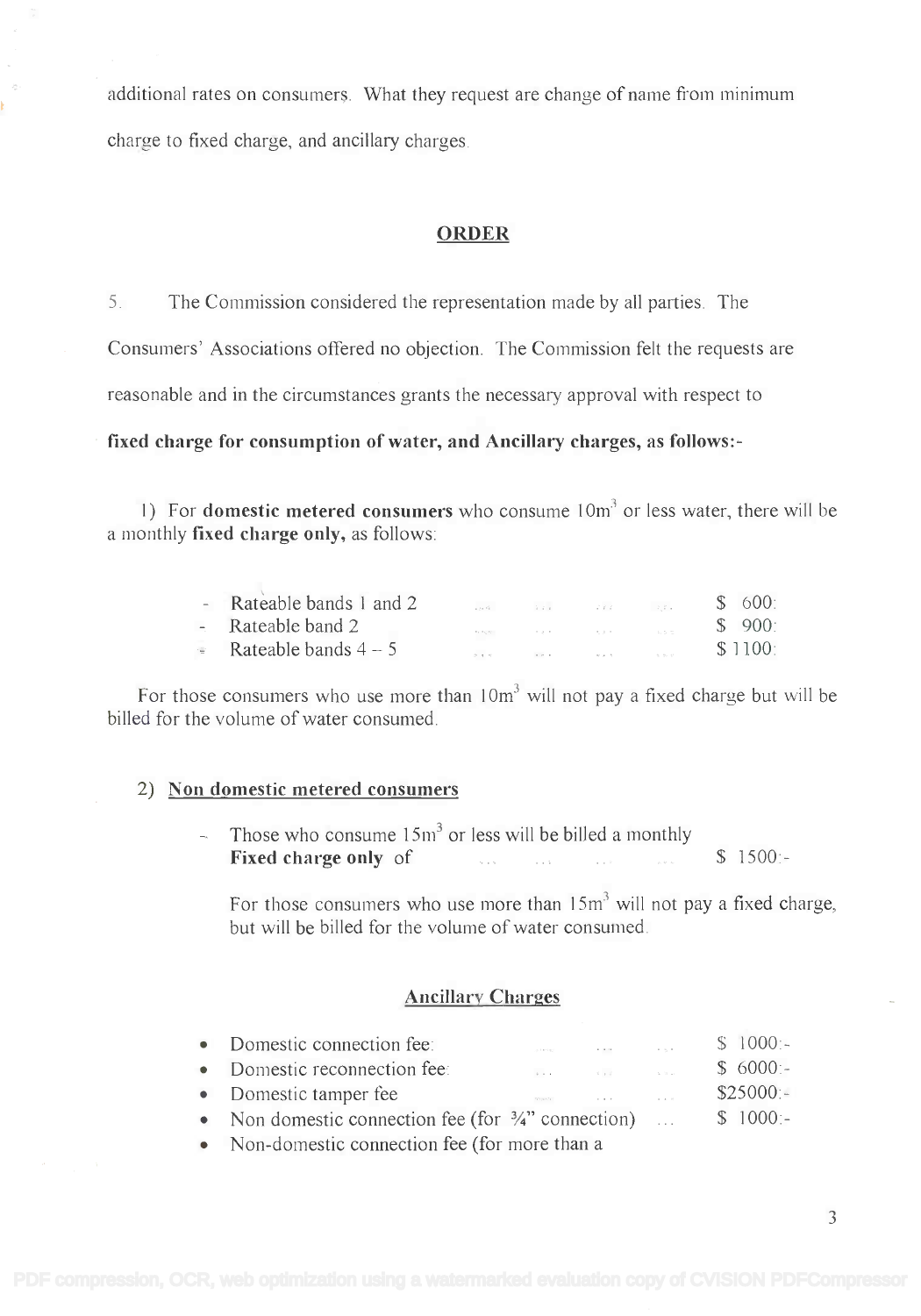additional rates on consumers. What they request are change of name from minimum charge to fixed charge, and ancillary charges.

## ORDER

5. The Commission considered the representation made by all parties. The Consumers' Associations offered no objection. The Commission felt the requests are reasonable and in the circumstances grants the necessary approval with respect to **fixed charge for consumption of water, and Ancillary charges, as follows:-**

1) For **domestic metered consumers** who consume 10m$^3$ or less water, there will be a monthly **fixed charge only,** as follows:

- Rateable bands 1 and 2 ... ... ... ... $ 600:
- Rateable band 2 ... ... ... ... $ 900:
- Rateable bands 4 – 5 ... ... ... ... $ 1100:

For those consumers who use more than 10m$^3$ will not pay a fixed charge but will be billed for the volume of water consumed.

2) **Non domestic metered consumers**

- Those who consume 15m$^3$ or less will be billed a monthly **Fixed charge only** of ... ... ... ... $ 1500:-

  For those consumers who use more than 15m$^3$ will not pay a fixed charge, but will be billed for the volume of water consumed.

### Ancillary Charges

- Domestic connection fee: ... ... ... $ 1000:-
- Domestic reconnection fee: ... ... ... $ 6000:-
- Domestic tamper fee ... ... ... $25000:-
- Non domestic connection fee (for ¾" connection) ... $ 1000:-
- Non-domestic connection fee (for more than a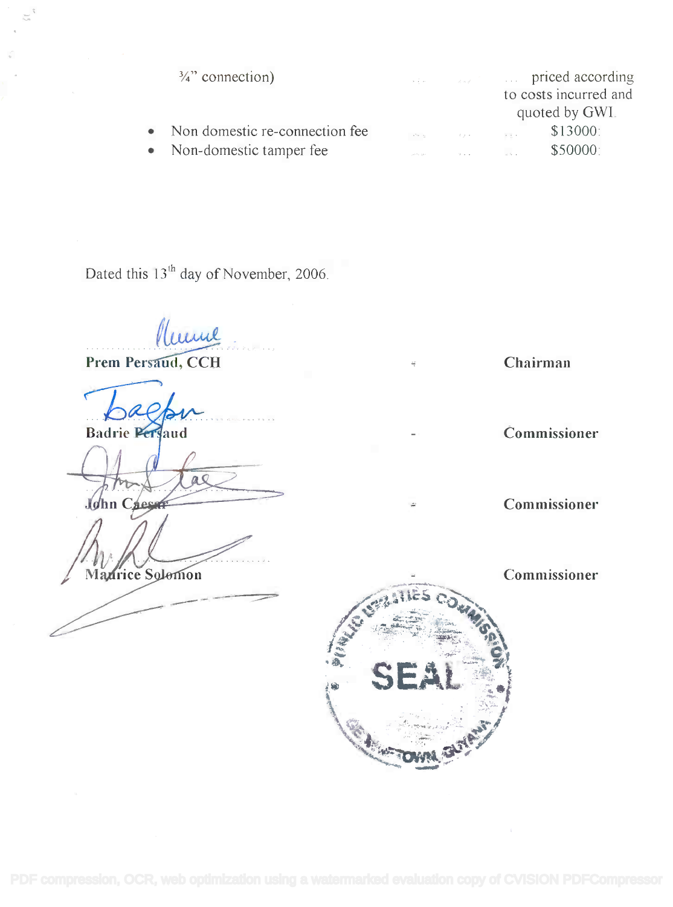¾" connection) ... ... ... priced according to costs incurred and quoted by GWI.

- Non domestic re-connection fee ... ... ... $13000;
- Non-domestic tamper fee ... ... ... $50000;

Dated this 13th day of November, 2006.

| | | |
|---|---|---|
| Prem Persaud, CCH | - | **Chairman** |
| Badrie Persaud | - | **Commissioner** |
| John Caesar | - | **Commissioner** |
| Maurice Solomon | - | **Commissioner** |

SEAL

PUBLIC UTILITIES COMMISSION GEORGETOWN, GUYANA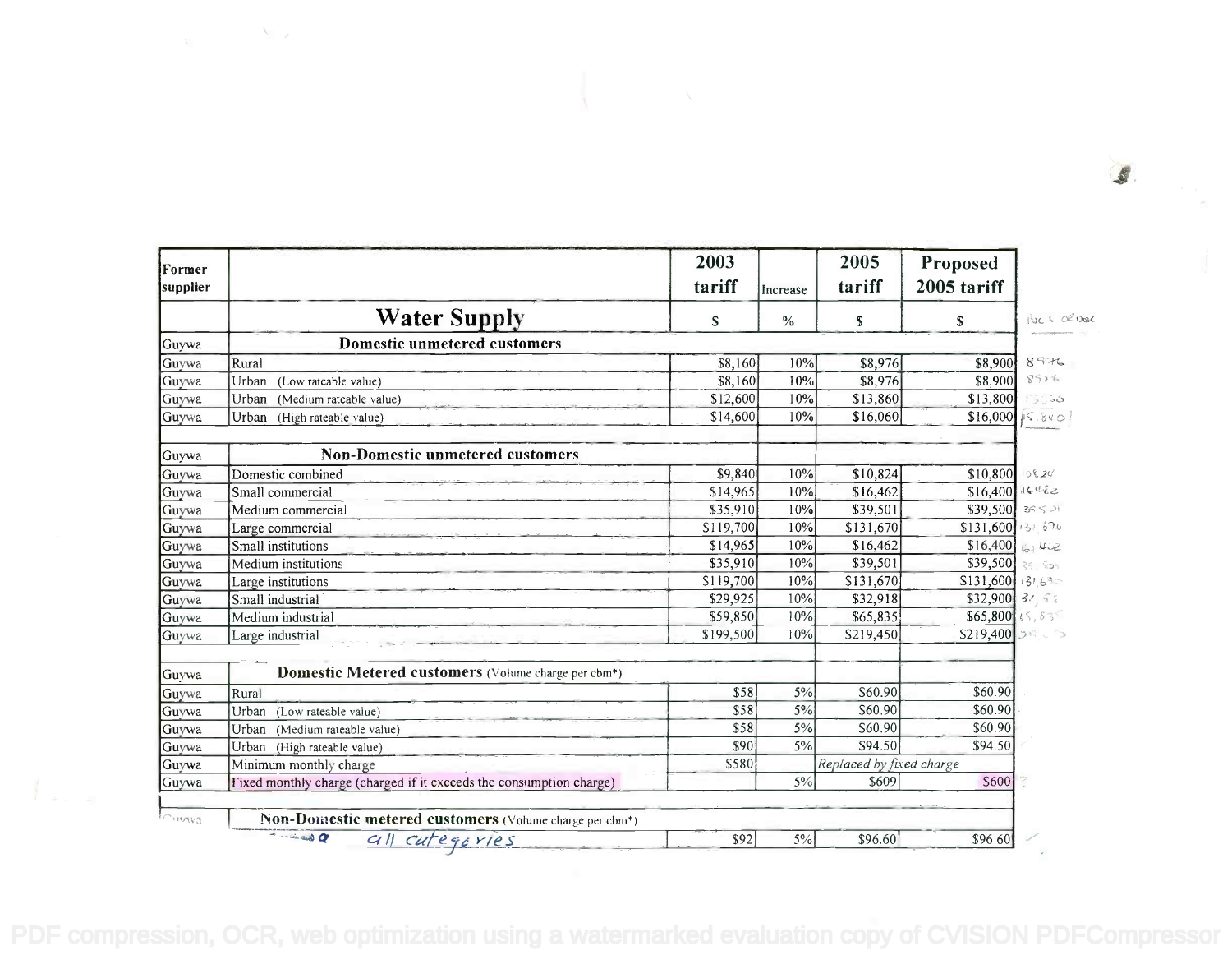| Former supplier | | 2003 tariff | Increase | 2005 tariff | Proposed 2005 tariff |
|---|---|---|---|---|---|
| | **Water Supply** | $ | % | $ | $ |
| Guywa | **Domestic unmetered customers** | | | | |
| Guywa | Rural | $8,160 | 10% | $8,976 | $8,900 |
| Guywa | Urban (Low rateable value) | $8,160 | 10% | $8,976 | $8,900 |
| Guywa | Urban (Medium rateable value) | $12,600 | 10% | $13,860 | $13,800 |
| Guywa | Urban (High rateable value) | $14,600 | 10% | $16,060 | $16,000 |
| | | | | | |
| Guywa | **Non-Domestic unmetered customers** | | | | |
| Guywa | Domestic combined | $9,840 | 10% | $10,824 | $10,800 |
| Guywa | Small commercial | $14,965 | 10% | $16,462 | $16,400 |
| Guywa | Medium commercial | $35,910 | 10% | $39,501 | $39,500 |
| Guywa | Large commercial | $119,700 | 10% | $131,670 | $131,600 |
| Guywa | Small institutions | $14,965 | 10% | $16,462 | $16,400 |
| Guywa | Medium institutions | $35,910 | 10% | $39,501 | $39,500 |
| Guywa | Large institutions | $119,700 | 10% | $131,670 | $131,600 |
| Guywa | Small industrial | $29,925 | 10% | $32,918 | $32,900 |
| Guywa | Medium industrial | $59,850 | 10% | $65,835 | $65,800 |
| Guywa | Large industrial | $199,500 | 10% | $219,450 | $219,400 |
| | | | | | |
| Guywa | **Domestic Metered customers** (Volume charge per cbm*) | | | | |
| Guywa | Rural | $58 | 5% | $60.90 | $60.90 |
| Guywa | Urban (Low rateable value) | $58 | 5% | $60.90 | $60.90 |
| Guywa | Urban (Medium rateable value) | $58 | 5% | $60.90 | $60.90 |
| Guywa | Urban (High rateable value) | $90 | 5% | $94.50 | $94.50 |
| Guywa | Minimum monthly charge | $580 | | *Replaced by fixed charge* | |
| Guywa | Fixed monthly charge (charged if it exceeds the consumption charge) | | 5% | $609 | $600 |
| | | | | | |
| Guywa | **Non-Domestic metered customers** (Volume charge per cbm*) | | | | |
| | all categories | $92 | 5% | $96.60 | $96.60 |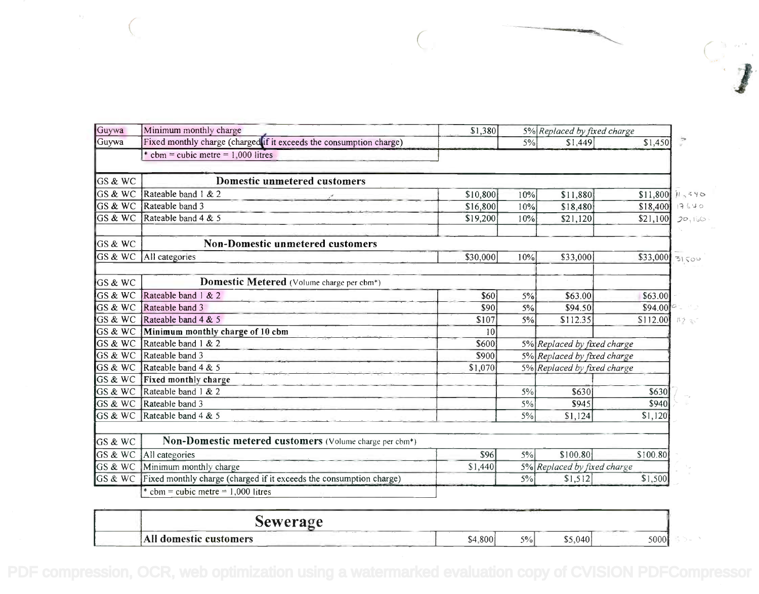| | | | | | |
|---|---|---|---|---|---|
| Guywa | Minimum monthly charge | $1,380 | 5% | *Replaced by fixed charge* | |
| Guywa | Fixed monthly charge (charged if it exceeds the consumption charge) | | 5% | $1,449 | $1,450 |
| | * cbm = cubic metre = 1,000 litres | | | | |
| | | | | | |
| GS & WC | **Domestic unmetered customers** | | | | |
| GS & WC | Rateable band 1 & 2 | $10,800 | 10% | $11,880 | $11,800 |
| GS & WC | Rateable band 3 | $16,800 | 10% | $18,480 | $18,400 |
| GS & WC | Rateable band 4 & 5 | $19,200 | 10% | $21,120 | $21,100 |
| | | | | | |
| GS & WC | **Non-Domestic unmetered customers** | | | | |
| GS & WC | All categories | $30,000 | 10% | $33,000 | $33,000 |
| | | | | | |
| GS & WC | **Domestic Metered** (Volume charge per cbm*) | | | | |
| GS & WC | Rateable band 1 & 2 | $60 | 5% | $63.00 | $63.00 |
| GS & WC | Rateable band 3 | $90 | 5% | $94.50 | $94.00 |
| GS & WC | Rateable band 4 & 5 | $107 | 5% | $112.35 | $112.00 |
| GS & WC | **Minimum monthly charge of 10 cbm** | 10 | | | |
| GS & WC | Rateable band 1 & 2 | $600 | 5% | *Replaced by fixed charge* | |
| GS & WC | Rateable band 3 | $900 | 5% | *Replaced by fixed charge* | |
| GS & WC | Rateable band 4 & 5 | $1,070 | 5% | *Replaced by fixed charge* | |
| GS & WC | **Fixed monthly charge** | | | | |
| GS & WC | Rateable band 1 & 2 | | 5% | $630 | $630 |
| GS & WC | Rateable band 3 | | 5% | $945 | $940 |
| GS & WC | Rateable band 4 & 5 | | 5% | $1,124 | $1,120 |
| | | | | | |
| GS & WC | **Non-Domestic metered customers** (Volume charge per cbm*) | | | | |
| GS & WC | All categories | $96 | 5% | $100.80 | $100.80 |
| GS & WC | Minimum monthly charge | $1,440 | 5% | *Replaced by fixed charge* | |
| GS & WC | Fixed monthly charge (charged if it exceeds the consumption charge) | | 5% | $1,512 | $1,500 |
| | * cbm = cubic metre = 1,000 litres | | | | |

| | | | | | |
|---|---|---|---|---|---|
| | **Sewerage** | | | | |
| | **All domestic customers** | $4,800 | 5% | $5,040 | 5000 |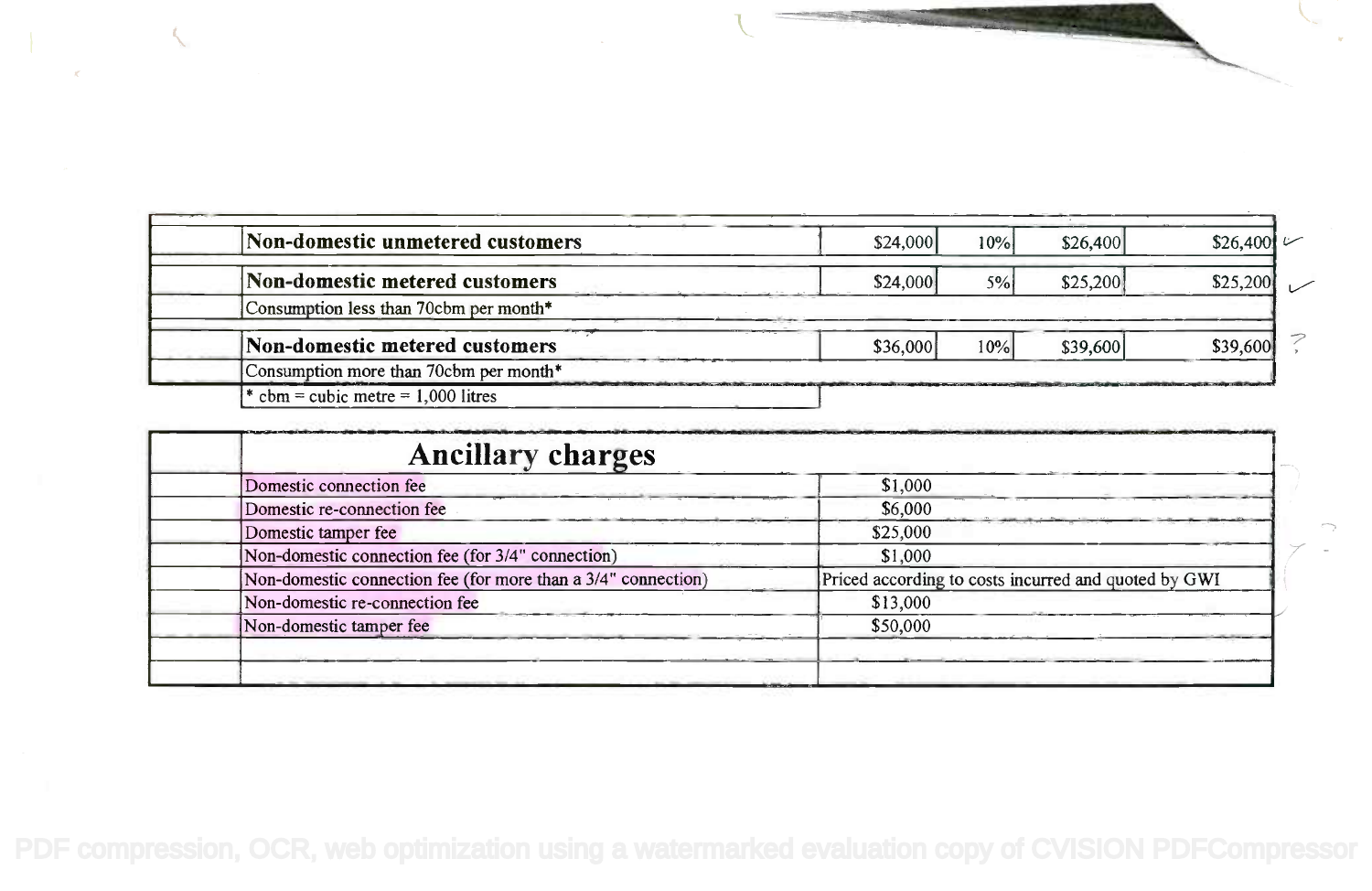| | | | | | |
|---|---|---|---|---|---|
| | **Non-domestic unmetered customers** | $24,000 | 10% | $26,400 | $26,400 |
| | **Non-domestic metered customers** | $24,000 | 5% | $25,200 | $25,200 |
| | Consumption less than 70cbm per month* | | | | |
| | **Non-domestic metered customers** | $36,000 | 10% | $39,600 | $39,600 |
| | Consumption more than 70cbm per month* | | | | |
| | * cbm = cubic metre = 1,000 litres | | | | |

| | | |
|---|---|---|
| | **Ancillary charges** | |
| | Domestic connection fee | $1,000 |
| | Domestic re-connection fee | $6,000 |
| | Domestic tamper fee | $25,000 |
| | Non-domestic connection fee (for 3/4" connection) | $1,000 |
| | Non-domestic connection fee (for more than a 3/4" connection) | Priced according to costs incurred and quoted by GWI |
| | Non-domestic re-connection fee | $13,000 |
| | Non-domestic tamper fee | $50,000 |
| | | |
| | | |